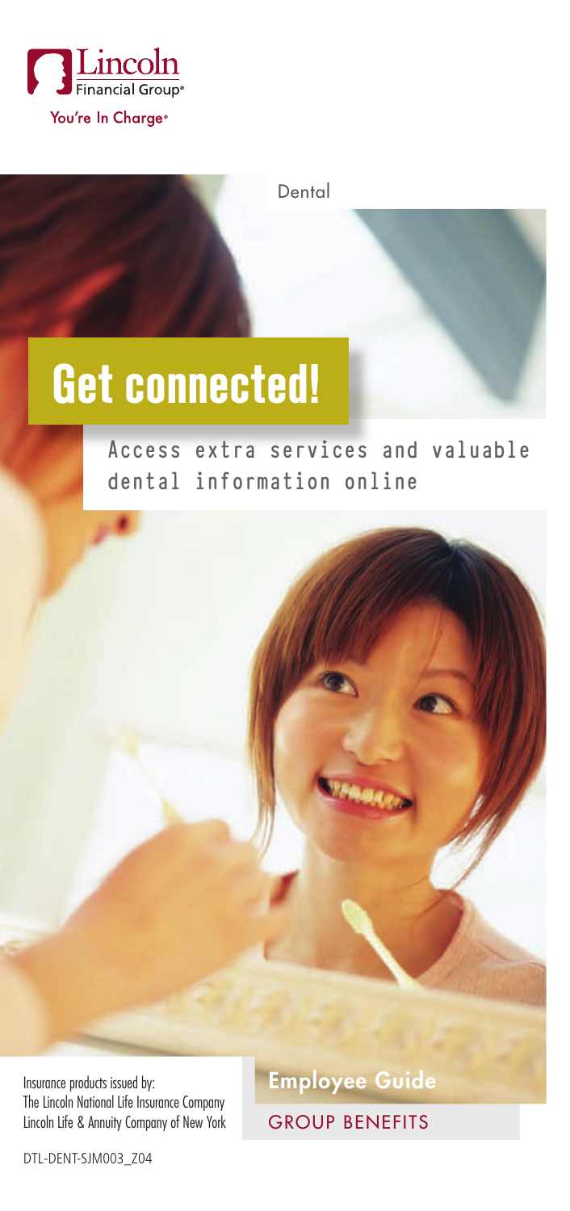Lincoln Financial Group®

You're In Charge®

Dental

# Get connected!

## Access extra services and valuable dental information online

Insurance products issued by:
The Lincoln National Life Insurance Company
Lincoln Life & Annuity Company of New York

**Employee Guide**

GROUP BENEFITS

DTL-DENT-SJM003_Z04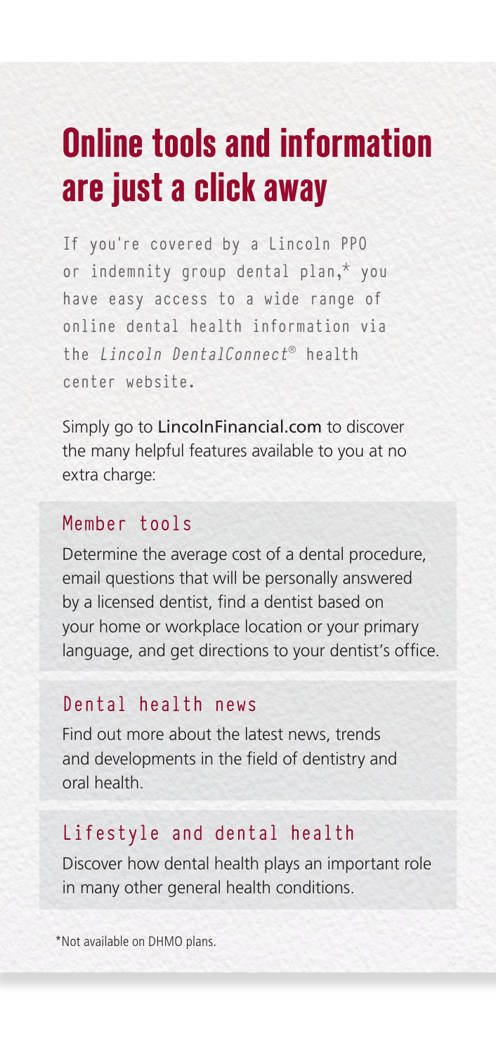# Online tools and information are just a click away

If you're covered by a Lincoln PPO or indemnity group dental plan,* you have easy access to a wide range of online dental health information via the *Lincoln DentalConnect*® health center website.

Simply go to LincolnFinancial.com to discover the many helpful features available to you at no extra charge:

## Member tools

Determine the average cost of a dental procedure, email questions that will be personally answered by a licensed dentist, find a dentist based on your home or workplace location or your primary language, and get directions to your dentist's office.

## Dental health news

Find out more about the latest news, trends and developments in the field of dentistry and oral health.

## Lifestyle and dental health

Discover how dental health plays an important role in many other general health conditions.

*Not available on DHMO plans.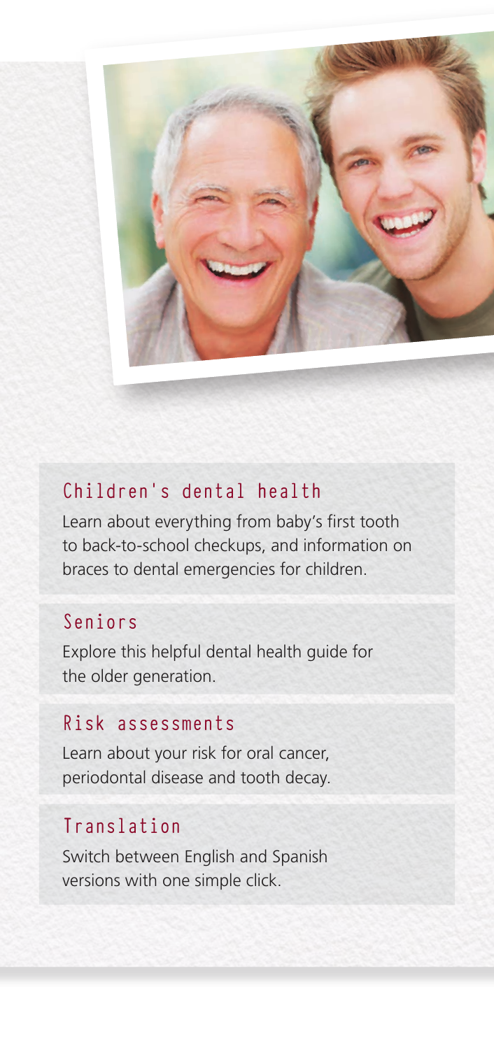## Children's dental health

Learn about everything from baby's first tooth to back-to-school checkups, and information on braces to dental emergencies for children.

## Seniors

Explore this helpful dental health guide for the older generation.

## Risk assessments

Learn about your risk for oral cancer, periodontal disease and tooth decay.

## Translation

Switch between English and Spanish versions with one simple click.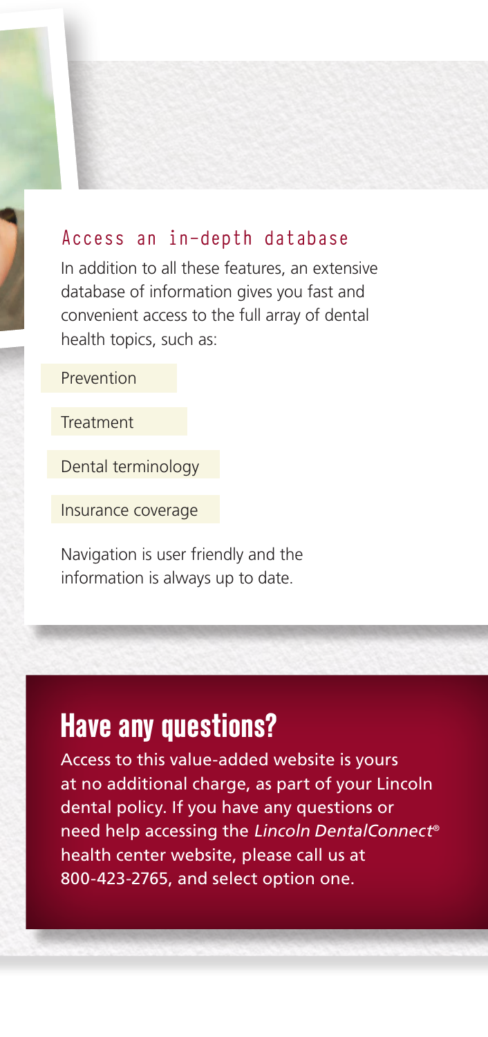## Access an in-depth database

In addition to all these features, an extensive database of information gives you fast and convenient access to the full array of dental health topics, such as:

- Prevention
- Treatment
- Dental terminology
- Insurance coverage

Navigation is user friendly and the information is always up to date.

## Have any questions?

Access to this value-added website is yours at no additional charge, as part of your Lincoln dental policy. If you have any questions or need help accessing the *Lincoln DentalConnect®* health center website, please call us at 800-423-2765, and select option one.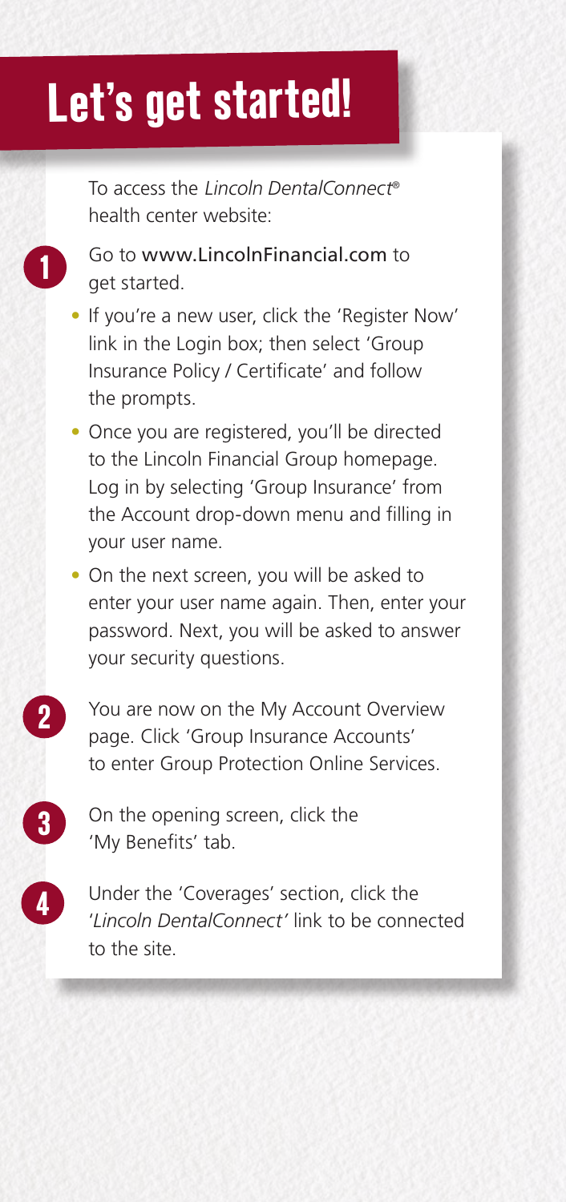# Let's get started!

To access the *Lincoln DentalConnect*® health center website:

1. Go to www.LincolnFinancial.com to get started.
   - If you're a new user, click the 'Register Now' link in the Login box; then select 'Group Insurance Policy / Certificate' and follow the prompts.
   - Once you are registered, you'll be directed to the Lincoln Financial Group homepage. Log in by selecting 'Group Insurance' from the Account drop-down menu and filling in your user name.
   - On the next screen, you will be asked to enter your user name again. Then, enter your password. Next, you will be asked to answer your security questions.
2. You are now on the My Account Overview page. Click 'Group Insurance Accounts' to enter Group Protection Online Services.
3. On the opening screen, click the 'My Benefits' tab.
4. Under the 'Coverages' section, click the '*Lincoln DentalConnect*' link to be connected to the site.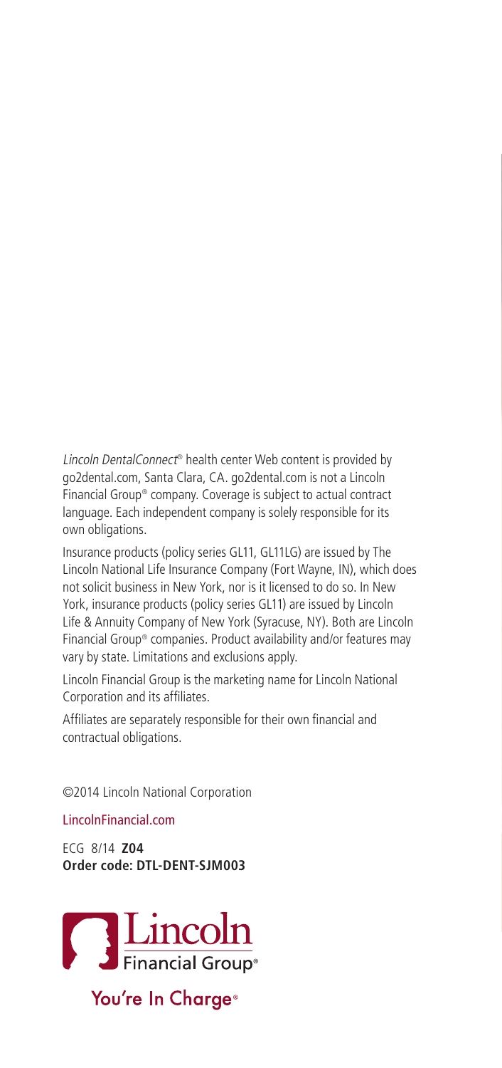*Lincoln DentalConnect*® health center Web content is provided by go2dental.com, Santa Clara, CA. go2dental.com is not a Lincoln Financial Group® company. Coverage is subject to actual contract language. Each independent company is solely responsible for its own obligations.

Insurance products (policy series GL11, GL11LG) are issued by The Lincoln National Life Insurance Company (Fort Wayne, IN), which does not solicit business in New York, nor is it licensed to do so. In New York, insurance products (policy series GL11) are issued by Lincoln Life & Annuity Company of New York (Syracuse, NY). Both are Lincoln Financial Group® companies. Product availability and/or features may vary by state. Limitations and exclusions apply.

Lincoln Financial Group is the marketing name for Lincoln National Corporation and its affiliates.

Affiliates are separately responsible for their own financial and contractual obligations.

©2014 Lincoln National Corporation

LincolnFinancial.com

ECG 8/14 **Z04**
**Order code: DTL-DENT-SJM003**

Lincoln Financial Group®

You're In Charge®